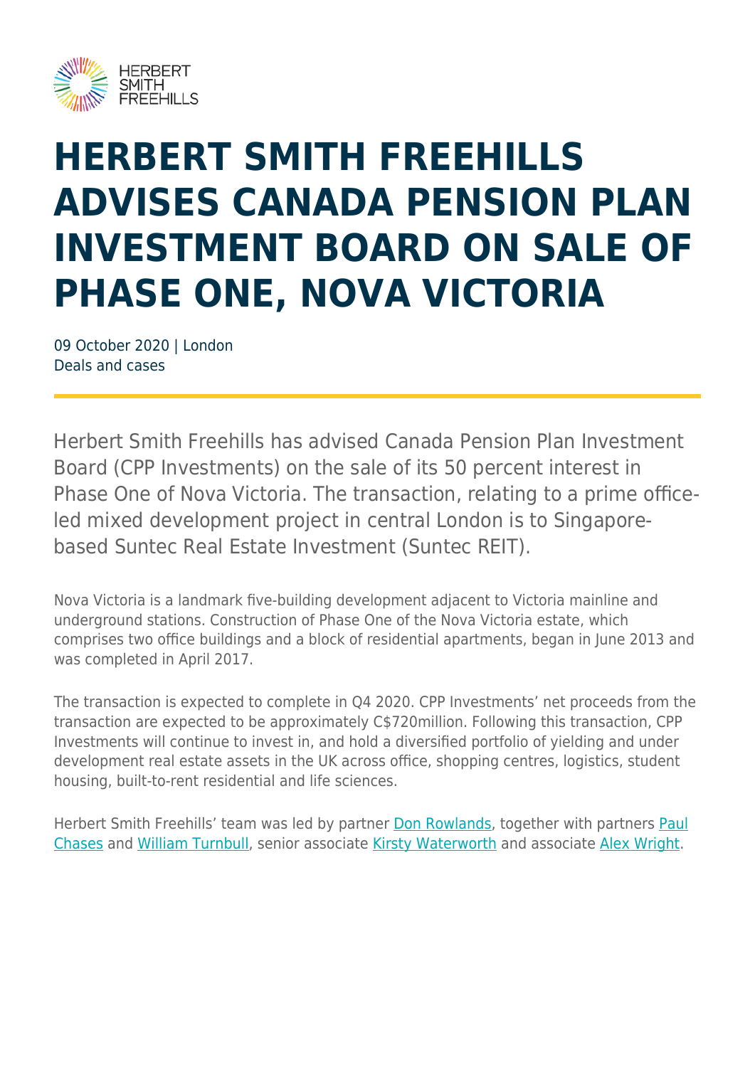# HERBERT SMITH FREEHILLS ADVISES CANADA PENSION PLAN INVESTMENT BOARD ON SALE OF PHASE ONE, NOVA VICTORIA

09 October 2020 | London
Deals and cases

Herbert Smith Freehills has advised Canada Pension Plan Investment Board (CPP Investments) on the sale of its 50 percent interest in Phase One of Nova Victoria. The transaction, relating to a prime office-led mixed development project in central London is to Singapore-based Suntec Real Estate Investment (Suntec REIT).

Nova Victoria is a landmark five-building development adjacent to Victoria mainline and underground stations. Construction of Phase One of the Nova Victoria estate, which comprises two office buildings and a block of residential apartments, began in June 2013 and was completed in April 2017.

The transaction is expected to complete in Q4 2020. CPP Investments' net proceeds from the transaction are expected to be approximately C$720million. Following this transaction, CPP Investments will continue to invest in, and hold a diversified portfolio of yielding and under development real estate assets in the UK across office, shopping centres, logistics, student housing, built-to-rent residential and life sciences.

Herbert Smith Freehills' team was led by partner Don Rowlands, together with partners Paul Chases and William Turnbull, senior associate Kirsty Waterworth and associate Alex Wright.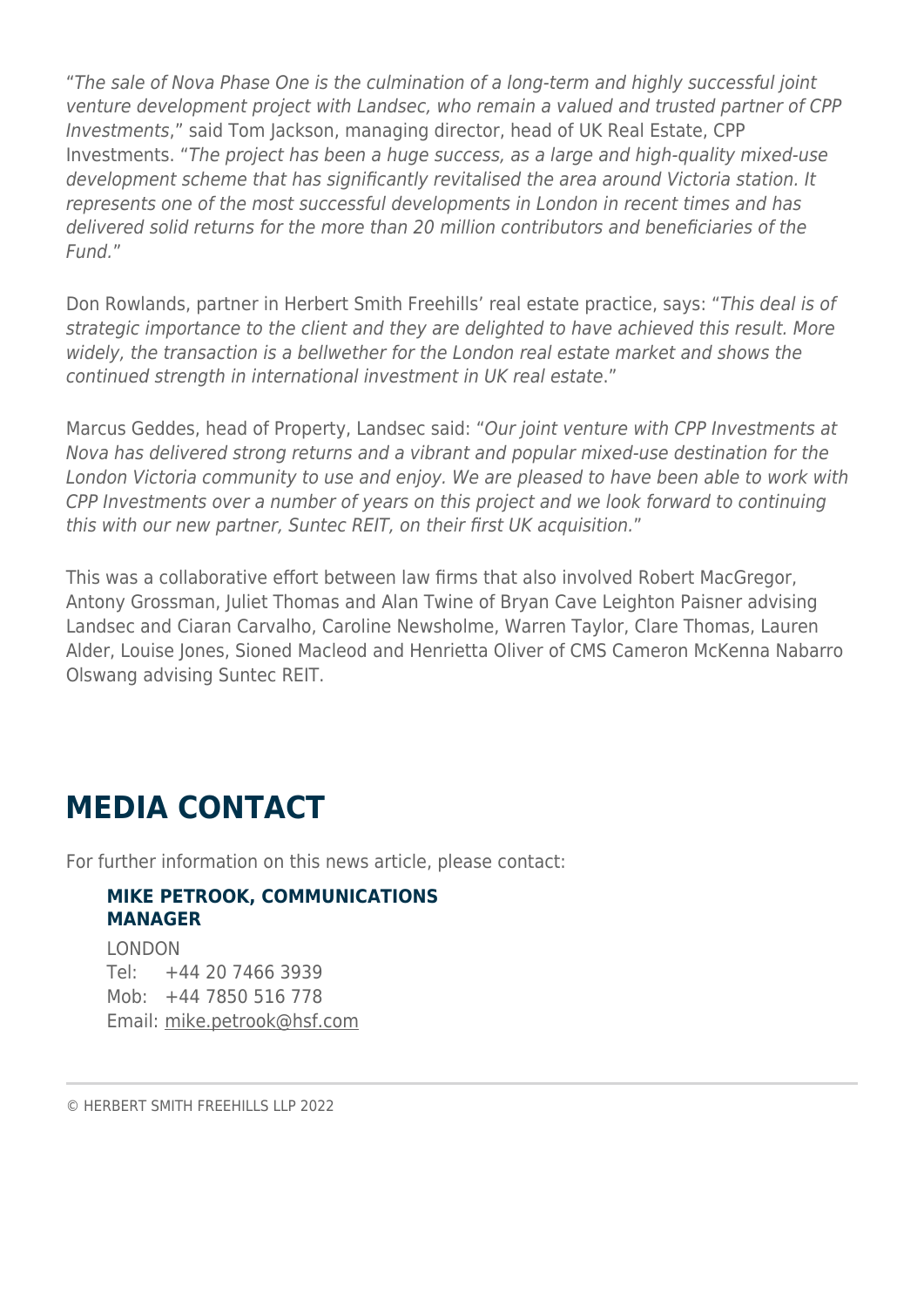"*The sale of Nova Phase One is the culmination of a long-term and highly successful joint venture development project with Landsec, who remain a valued and trusted partner of CPP Investments*," said Tom Jackson, managing director, head of UK Real Estate, CPP Investments. "*The project has been a huge success, as a large and high-quality mixed-use development scheme that has significantly revitalised the area around Victoria station. It represents one of the most successful developments in London in recent times and has delivered solid returns for the more than 20 million contributors and beneficiaries of the Fund.*"

Don Rowlands, partner in Herbert Smith Freehills' real estate practice, says: "*This deal is of strategic importance to the client and they are delighted to have achieved this result. More widely, the transaction is a bellwether for the London real estate market and shows the continued strength in international investment in UK real estate*."

Marcus Geddes, head of Property, Landsec said: "*Our joint venture with CPP Investments at Nova has delivered strong returns and a vibrant and popular mixed-use destination for the London Victoria community to use and enjoy. We are pleased to have been able to work with CPP Investments over a number of years on this project and we look forward to continuing this with our new partner, Suntec REIT, on their first UK acquisition.*"

This was a collaborative effort between law firms that also involved Robert MacGregor, Antony Grossman, Juliet Thomas and Alan Twine of Bryan Cave Leighton Paisner advising Landsec and Ciaran Carvalho, Caroline Newsholme, Warren Taylor, Clare Thomas, Lauren Alder, Louise Jones, Sioned Macleod and Henrietta Oliver of CMS Cameron McKenna Nabarro Olswang advising Suntec REIT.

## MEDIA CONTACT

For further information on this news article, please contact:

**MIKE PETROOK, COMMUNICATIONS MANAGER**

LONDON
Tel: +44 20 7466 3939
Mob: +44 7850 516 778
Email: mike.petrook@hsf.com

© HERBERT SMITH FREEHILLS LLP 2022